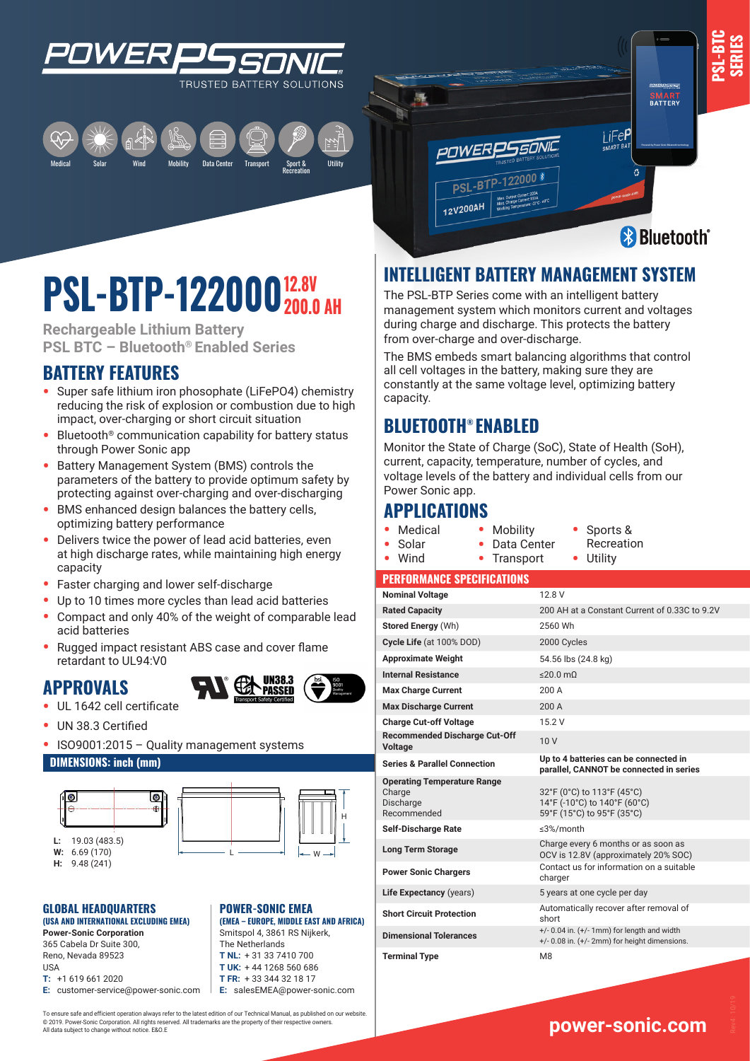POWER-SONIC
TRUSTED BATTERY SOLUTIONS

Medical | Solar | Wind | Mobility | Data Center | Transport | Sport & Recreation | Utility

PSL-BTC SERIES

# PSL-BTP-122000 12.8V 200.0 AH

**Rechargeable Lithium Battery**
**PSL BTC – Bluetooth® Enabled Series**

## BATTERY FEATURES

- Super safe lithium iron phosophate (LiFePO4) chemistry reducing the risk of explosion or combustion due to high impact, over-charging or short circuit situation
- Bluetooth® communication capability for battery status through Power Sonic app
- Battery Management System (BMS) controls the parameters of the battery to provide optimum safety by protecting against over-charging and over-discharging
- BMS enhanced design balances the battery cells, optimizing battery performance
- Delivers twice the power of lead acid batteries, even at high discharge rates, while maintaining high energy capacity
- Faster charging and lower self-discharge
- Up to 10 times more cycles than lead acid batteries
- Compact and only 40% of the weight of comparable lead acid batteries
- Rugged impact resistant ABS case and cover flame retardant to UL94:V0

## APPROVALS

- UL 1642 cell certificate
- UN 38.3 Certified
- ISO9001:2015 – Quality management systems

### DIMENSIONS: inch (mm)

**L:** 19.03 (483.5)
**W:** 6.69 (170)
**H:** 9.48 (241)

### GLOBAL HEADQUARTERS
**(USA AND INTERNATIONAL EXCLUDING EMEA)**

**Power-Sonic Corporation**
365 Cabela Dr Suite 300,
Reno, Nevada 89523
USA
**T:** +1 619 661 2020
**E:** customer-service@power-sonic.com

### POWER-SONIC EMEA
**(EMEA – EUROPE, MIDDLE EAST AND AFRICA)**

Smitspol 4, 3861 RS Nijkerk,
The Netherlands
**T NL:** + 31 33 7410 700
**T UK:** + 44 1268 560 686
**T FR:** + 33 344 32 18 17
**E:** salesEMEA@power-sonic.com

## INTELLIGENT BATTERY MANAGEMENT SYSTEM

The PSL-BTP Series come with an intelligent battery management system which monitors current and voltages during charge and discharge. This protects the battery from over-charge and over-discharge.

The BMS embeds smart balancing algorithms that control all cell voltages in the battery, making sure they are constantly at the same voltage level, optimizing battery capacity.

## BLUETOOTH® ENABLED

Monitor the State of Charge (SoC), State of Health (SoH), current, capacity, temperature, number of cycles, and voltage levels of the battery and individual cells from our Power Sonic app.

## APPLICATIONS

- Medical
- Solar
- Wind
- Mobility
- Data Center
- Transport
- Sports & Recreation
- Utility

### PERFORMANCE SPECIFICATIONS

| | |
|---|---|
| **Nominal Voltage** | 12.8 V |
| **Rated Capacity** | 200 AH at a Constant Current of 0.33C to 9.2V |
| **Stored Energy** (Wh) | 2560 Wh |
| **Cycle Life** (at 100% DOD) | 2000 Cycles |
| **Approximate Weight** | 54.56 lbs (24.8 kg) |
| **Internal Resistance** | ≤20.0 mΩ |
| **Max Charge Current** | 200 A |
| **Max Discharge Current** | 200 A |
| **Charge Cut-off Voltage** | 15.2 V |
| **Recommended Discharge Cut-Off Voltage** | 10 V |
| **Series & Parallel Connection** | **Up to 4 batteries can be connected in parallel, CANNOT be connected in series** |
| **Operating Temperature Range** Charge / Discharge / Recommended | 32°F (0°C) to 113°F (45°C) / 14°F (-10°C) to 140°F (60°C) / 59°F (15°C) to 95°F (35°C) |
| **Self-Discharge Rate** | ≤3%/month |
| **Long Term Storage** | Charge every 6 months or as soon as OCV is 12.8V (approximately 20% SOC) |
| **Power Sonic Chargers** | Contact us for information on a suitable charger |
| **Life Expectancy** (years) | 5 years at one cycle per day |
| **Short Circuit Protection** | Automatically recover after removal of short |
| **Dimensional Tolerances** | +/- 0.04 in. (+/- 1mm) for length and width +/- 0.08 in. (+/- 2mm) for height dimensions. |
| **Terminal Type** | M8 |

To ensure safe and efficient operation always refer to the latest edition of our Technical Manual, as published on our website.
© 2019. Power-Sonic Corporation. All rights reserved. All trademarks are the property of their respective owners.
All data subject to change without notice. E&O.E

power-sonic.com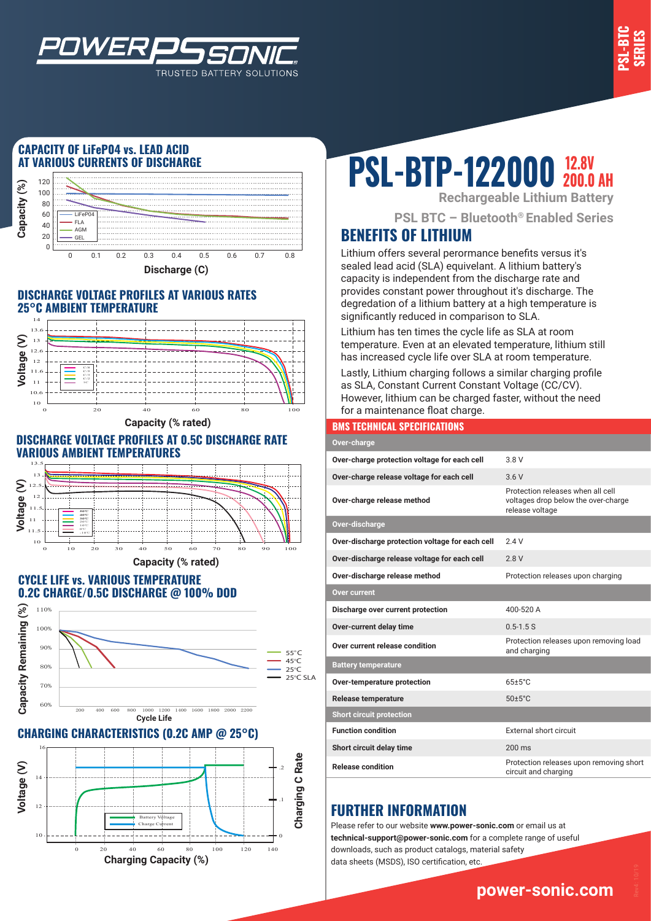# CAPACITY OF LiFeP04 vs. LEAD ACID AT VARIOUS CURRENTS OF DISCHARGE

Capacity (%)
120
100
80
60
40
20
0
LiFeP04
FLA
AGM
GEL
0 0.1 0.2 0.3 0.4 0.5 0.6 0.7 0.8
Discharge (C)

# DISCHARGE VOLTAGE PROFILES AT VARIOUS RATES 25°C AMBIENT TEMPERATURE

Voltage (V)
14
13.6
13
12.6
12
11.6
11
10.6
10
0 20 40 60 80 100
Capacity (% rated)

# DISCHARGE VOLTAGE PROFILES AT 0.5C DISCHARGE RATE VARIOUS AMBIENT TEMPERATURES

Voltage (V)
13.5
13
12.5
12
11.5
11
11.5
10
0 10 20 30 40 50 60 70 80 90 100
Capacity (% rated)

# CYCLE LIFE vs. VARIOUS TEMPERATURE 0.2C CHARGE/0.5C DISCHARGE @ 100% DOD

Capacity Remaining (%)
110%
100%
90%
80%
70%
60%
200 400 600 800 1000 1200 1400 1600 1800 2000 2200
Cycle Life
55°C
45°C
25°C
25°C SLA

# CHARGING CHARACTERISTICS (0.2C AMP @ 25°C)

Voltage (V)
16
14
12
10
Battery Voltage
Charge Current
0 20 40 60 80 100 120 140
Charging Capacity (%)
Charging C Rate
.2
.1
0

# PSL-BTP-122000 12.8V 200.0 AH

**Rechargeable Lithium Battery**

**PSL BTC – Bluetooth® Enabled Series**

# BENEFITS OF LITHIUM

Lithium offers several perormance benefits versus it's sealed lead acid (SLA) equivelant. A lithium battery's capacity is independent from the discharge rate and provides constant power throughout it's discharge. The degredation of a lithium battery at a high temperature is significantly reduced in comparison to SLA.

Lithium has ten times the cycle life as SLA at room temperature. Even at an elevated temperature, lithium still has increased cycle life over SLA at room temperature.

Lastly, Lithium charging follows a similar charging profile as SLA, Constant Current Constant Voltage (CC/CV). However, lithium can be charged faster, without the need for a maintenance float charge.

## BMS TECHNICAL SPECIFICATIONS

| | |
|---|---|
| **Over-charge** | |
| **Over-charge protection voltage for each cell** | 3.8 V |
| **Over-charge release voltage for each cell** | 3.6 V |
| **Over-charge release method** | Protection releases when all cell voltages drop below the over-charge release voltage |
| **Over-discharge** | |
| **Over-discharge protection voltage for each cell** | 2.4 V |
| **Over-discharge release voltage for each cell** | 2.8 V |
| **Over-discharge release method** | Protection releases upon charging |
| **Over current** | |
| **Discharge over current protection** | 400-520 A |
| **Over-current delay time** | 0.5-1.5 S |
| **Over current release condition** | Protection releases upon removing load and charging |
| **Battery temperature** | |
| **Over-temperature protection** | 65±5°C |
| **Release temperature** | 50±5°C |
| **Short circuit protection** | |
| **Function condition** | External short circuit |
| **Short circuit delay time** | 200 ms |
| **Release condition** | Protection releases upon removing short circuit and charging |

# FURTHER INFORMATION

Please refer to our website **www.power-sonic.com** or email us at **technical-support@power-sonic.com** for a complete range of useful downloads, such as product catalogs, material safety data sheets (MSDS), ISO certification, etc.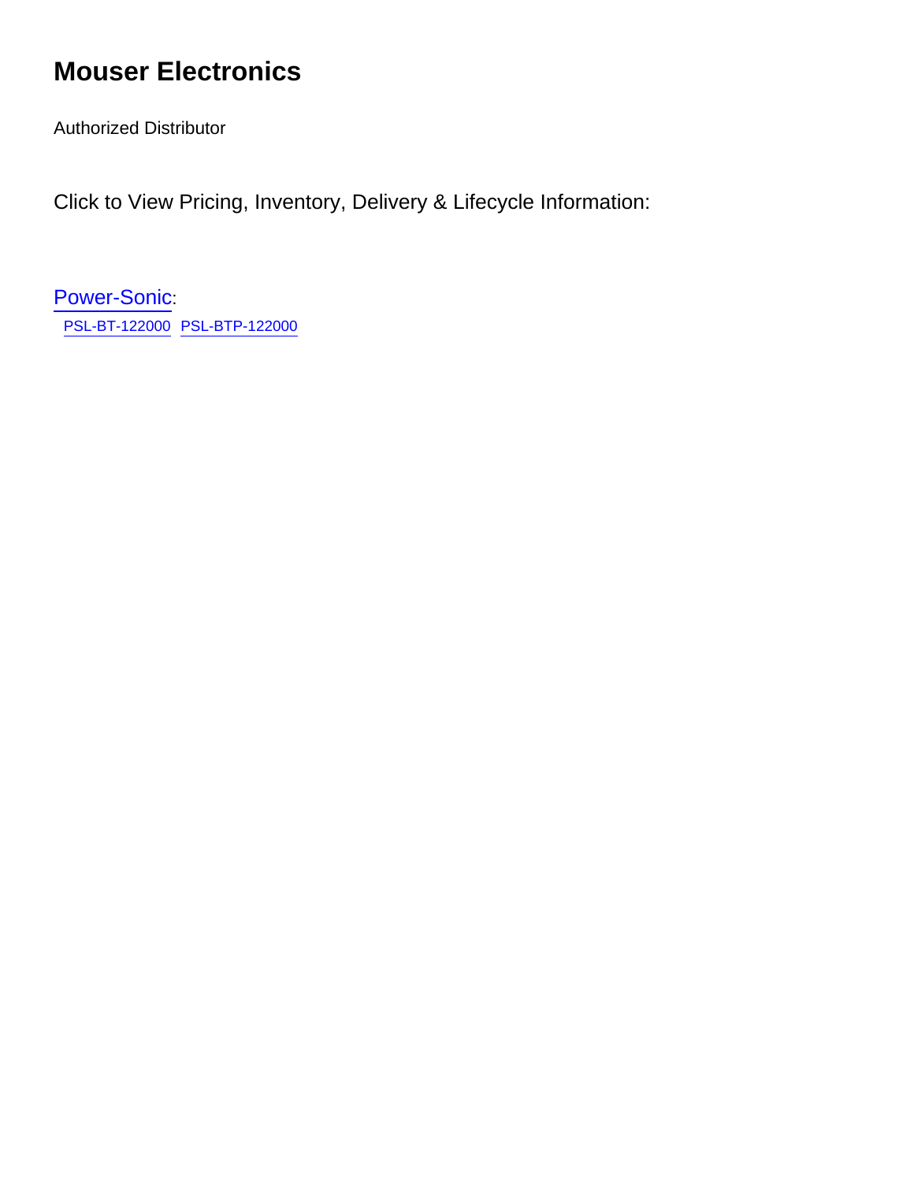# Mouser Electronics

Authorized Distributor

Click to View Pricing, Inventory, Delivery & Lifecycle Information:

Power-Sonic:

PSL-BT-122000 PSL-BTP-122000